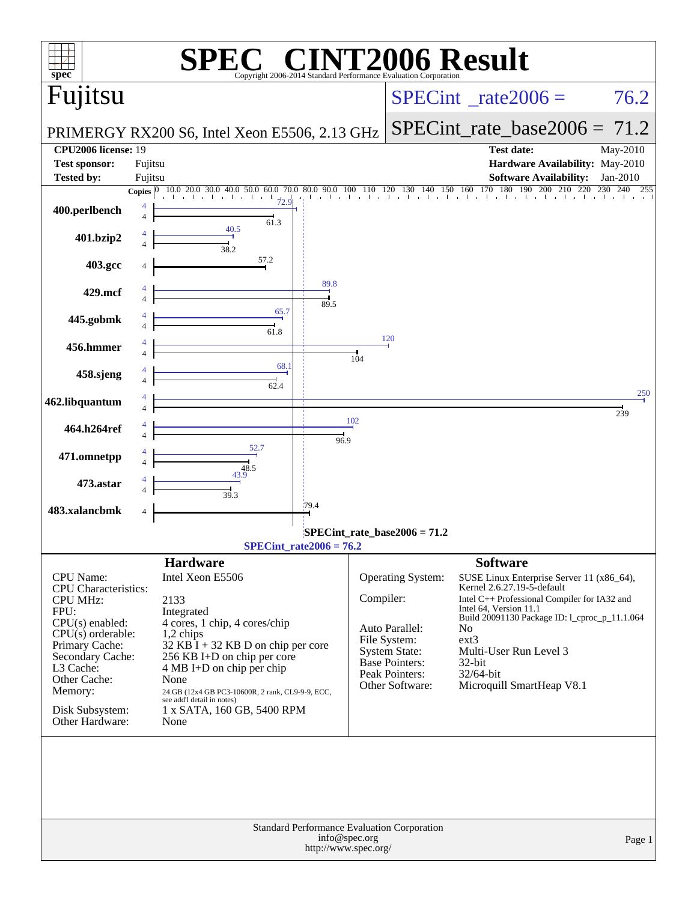# SPEC CINT2006 Result

Copyright 2006-2014 Standard Performance Evaluation Corporation

## Fujitsu

**PRIMERGY RX200 S6, Intel Xeon E5506, 2.13 GHz**

SPECint_rate2006 = 76.2

SPECint_rate_base2006 = 71.2

| | | | |
|---|---|---|---|
| **CPU2006 license:** | 19 | **Test date:** | May-2010 |
| **Test sponsor:** | Fujitsu | **Hardware Availability:** | May-2010 |
| **Tested by:** | Fujitsu | **Software Availability:** | Jan-2010 |

| Benchmark | Copies (peak) | Peak | Copies (base) | Base |
|---|---|---|---|---|
| 400.perlbench | 4 | 72.9 | 4 | 61.3 |
| 401.bzip2 | 4 | 40.5 | 4 | 38.2 |
| 403.gcc | | | 4 | 57.2 |
| 429.mcf | 4 | 89.8 | 4 | 89.5 |
| 445.gobmk | 4 | 65.7 | 4 | 61.8 |
| 456.hmmer | 4 | 120 | 4 | 104 |
| 458.sjeng | 4 | 68.1 | 4 | 62.4 |
| 462.libquantum | 4 | 250 | 4 | 239 |
| 464.h264ref | 4 | 102 | 4 | 96.9 |
| 471.omnetpp | 4 | 52.7 | 4 | 48.5 |
| 473.astar | 4 | 43.9 | 4 | 39.3 |
| 483.xalancbmk | | | 4 | 79.4 |

SPECint_rate_base2006 = 71.2

SPECint_rate2006 = 76.2

## Hardware

| | |
|---|---|
| CPU Name: | Intel Xeon E5506 |
| CPU Characteristics: | |
| CPU MHz: | 2133 |
| FPU: | Integrated |
| CPU(s) enabled: | 4 cores, 1 chip, 4 cores/chip |
| CPU(s) orderable: | 1,2 chips |
| Primary Cache: | 32 KB I + 32 KB D on chip per core |
| Secondary Cache: | 256 KB I+D on chip per core |
| L3 Cache: | 4 MB I+D on chip per chip |
| Other Cache: | None |
| Memory: | 24 GB (12x4 GB PC3-10600R, 2 rank, CL9-9-9, ECC, see add'l detail in notes) |
| Disk Subsystem: | 1 x SATA, 160 GB, 5400 RPM |
| Other Hardware: | None |

## Software

| | |
|---|---|
| Operating System: | SUSE Linux Enterprise Server 11 (x86_64), Kernel 2.6.27.19-5-default |
| Compiler: | Intel C++ Professional Compiler for IA32 and Intel 64, Version 11.1 Build 20091130 Package ID: l_cproc_p_11.1.064 |
| Auto Parallel: | No |
| File System: | ext3 |
| System State: | Multi-User Run Level 3 |
| Base Pointers: | 32-bit |
| Peak Pointers: | 32/64-bit |
| Other Software: | Microquill SmartHeap V8.1 |

Standard Performance Evaluation Corporation
info@spec.org
http://www.spec.org/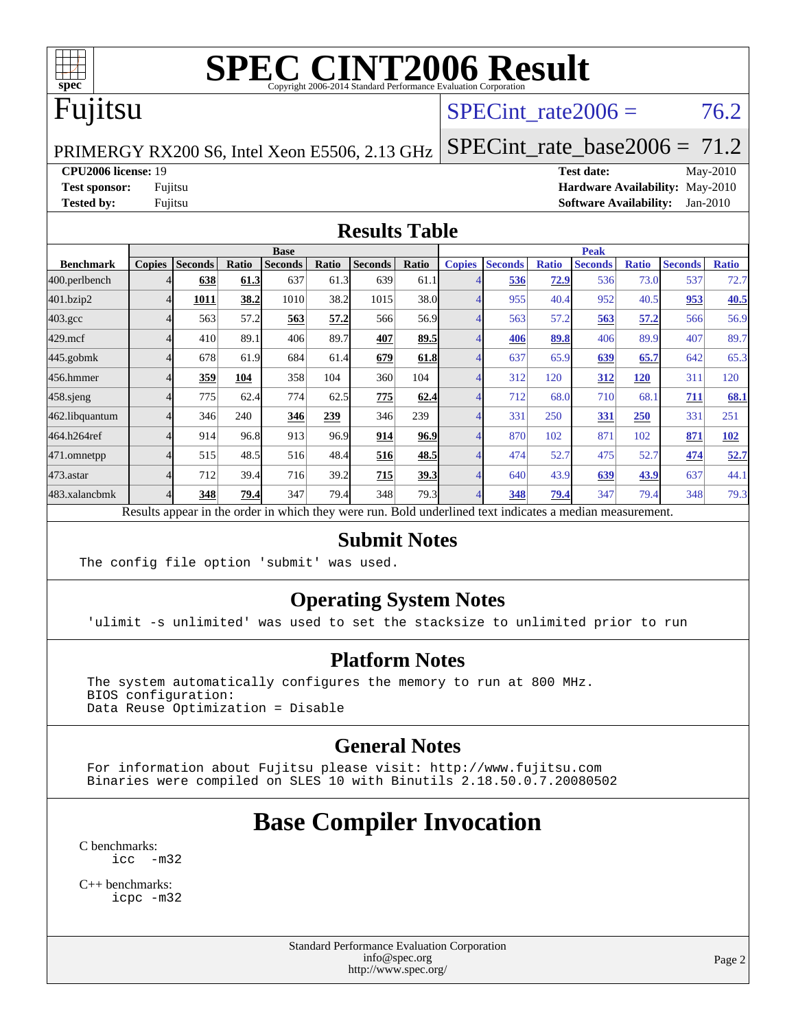# SPEC CINT2006 Result

Copyright 2006-2014 Standard Performance Evaluation Corporation

## Fujitsu

PRIMERGY RX200 S6, Intel Xeon E5506, 2.13 GHz

SPECint_rate2006 = 76.2

SPECint_rate_base2006 = 71.2

| | | | |
|---|---|---|---|
| **CPU2006 license:** 19 | | **Test date:** | May-2010 |
| **Test sponsor:** | Fujitsu | **Hardware Availability:** | May-2010 |
| **Tested by:** | Fujitsu | **Software Availability:** | Jan-2010 |

## Results Table

| | Base | | | | | | | Peak | | | | | | |
|---|---|---|---|---|---|---|---|---|---|---|---|---|---|---|
| **Benchmark** | **Copies** | **Seconds** | **Ratio** | **Seconds** | **Ratio** | **Seconds** | **Ratio** | **Copies** | **Seconds** | **Ratio** | **Seconds** | **Ratio** | **Seconds** | **Ratio** |
| 400.perlbench | 4 | **638** | **61.3** | 637 | 61.3 | 639 | 61.1 | 4 | **536** | **72.9** | 536 | 73.0 | 537 | 72.7 |
| 401.bzip2 | 4 | **1011** | **38.2** | 1010 | 38.2 | 1015 | 38.0 | 4 | 955 | 40.4 | 952 | 40.5 | **953** | **40.5** |
| 403.gcc | 4 | 563 | 57.2 | **563** | **57.2** | 566 | 56.9 | 4 | 563 | 57.2 | **563** | **57.2** | 566 | 56.9 |
| 429.mcf | 4 | 410 | 89.1 | 406 | 89.7 | **407** | **89.5** | 4 | **406** | **89.8** | 406 | 89.9 | 407 | 89.7 |
| 445.gobmk | 4 | 678 | 61.9 | 684 | 61.4 | **679** | **61.8** | 4 | 637 | 65.9 | **639** | **65.7** | 642 | 65.3 |
| 456.hmmer | 4 | **359** | **104** | 358 | 104 | 360 | 104 | 4 | 312 | 120 | **312** | **120** | 311 | 120 |
| 458.sjeng | 4 | 775 | 62.4 | 774 | 62.5 | **775** | **62.4** | 4 | 712 | 68.0 | 710 | 68.1 | **711** | **68.1** |
| 462.libquantum | 4 | 346 | 240 | **346** | **239** | 346 | 239 | 4 | 331 | 250 | **331** | **250** | 331 | 251 |
| 464.h264ref | 4 | 914 | 96.8 | 913 | 96.9 | **914** | **96.9** | 4 | 870 | 102 | 871 | 102 | **871** | **102** |
| 471.omnetpp | 4 | 515 | 48.5 | 516 | 48.4 | **516** | **48.5** | 4 | 474 | 52.7 | 475 | 52.7 | **474** | **52.7** |
| 473.astar | 4 | 712 | 39.4 | 716 | 39.2 | **715** | **39.3** | 4 | 640 | 43.9 | **639** | **43.9** | 637 | 44.1 |
| 483.xalancbmk | 4 | **348** | **79.4** | 347 | 79.4 | 348 | 79.3 | 4 | **348** | **79.4** | 347 | 79.4 | 348 | 79.3 |

Results appear in the order in which they were run. Bold underlined text indicates a median measurement.

## Submit Notes

```
The config file option 'submit' was used.
```

## Operating System Notes

```
'ulimit -s unlimited' was used to set the stacksize to unlimited prior to run
```

## Platform Notes

```
The system automatically configures the memory to run at 800 MHz.
BIOS configuration:
Data Reuse Optimization = Disable
```

## General Notes

```
For information about Fujitsu please visit: http://www.fujitsu.com
Binaries were compiled on SLES 10 with Binutils 2.18.50.0.7.20080502
```

# Base Compiler Invocation

C benchmarks:
```
icc  -m32
```

C++ benchmarks:
```
icpc -m32
```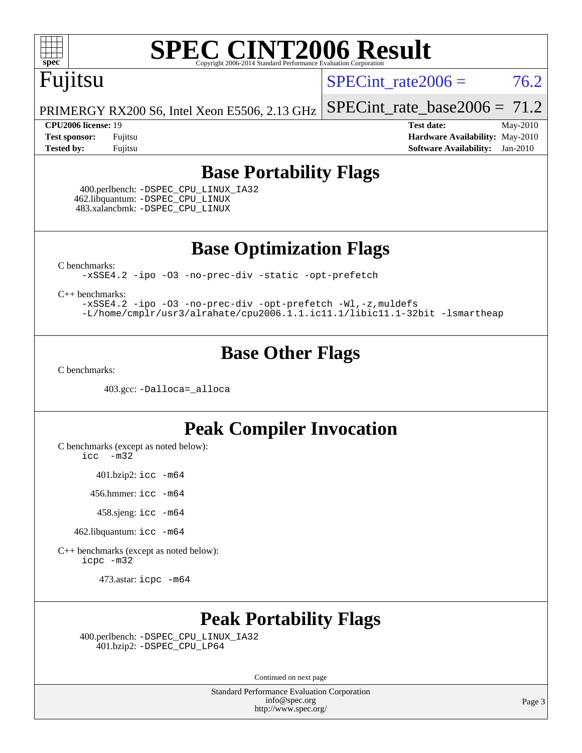# SPEC CINT2006 Result

Copyright 2006-2014 Standard Performance Evaluation Corporation

## Fujitsu

PRIMERGY RX200 S6, Intel Xeon E5506, 2.13 GHz

SPECint_rate2006 = 76.2

SPECint_rate_base2006 = 71.2

**CPU2006 license:** 19
**Test sponsor:** Fujitsu
**Tested by:** Fujitsu

**Test date:** May-2010
**Hardware Availability:** May-2010
**Software Availability:** Jan-2010

## Base Portability Flags

400.perlbench: -DSPEC_CPU_LINUX_IA32
462.libquantum: -DSPEC_CPU_LINUX
483.xalancbmk: -DSPEC_CPU_LINUX

## Base Optimization Flags

C benchmarks:

```
-xSSE4.2 -ipo -O3 -no-prec-div -static -opt-prefetch
```

C++ benchmarks:

```
-xSSE4.2 -ipo -O3 -no-prec-div -opt-prefetch -Wl,-z,muldefs
-L/home/cmplr/usr3/alrahate/cpu2006.1.1.ic11.1/libic11.1-32bit -lsmartheap
```

## Base Other Flags

C benchmarks:

403.gcc: -Dalloca=_alloca

## Peak Compiler Invocation

C benchmarks (except as noted below):
icc -m32

401.bzip2: icc -m64

456.hmmer: icc -m64

458.sjeng: icc -m64

462.libquantum: icc -m64

C++ benchmarks (except as noted below):
icpc -m32

473.astar: icpc -m64

## Peak Portability Flags

400.perlbench: -DSPEC_CPU_LINUX_IA32
401.bzip2: -DSPEC_CPU_LP64

Continued on next page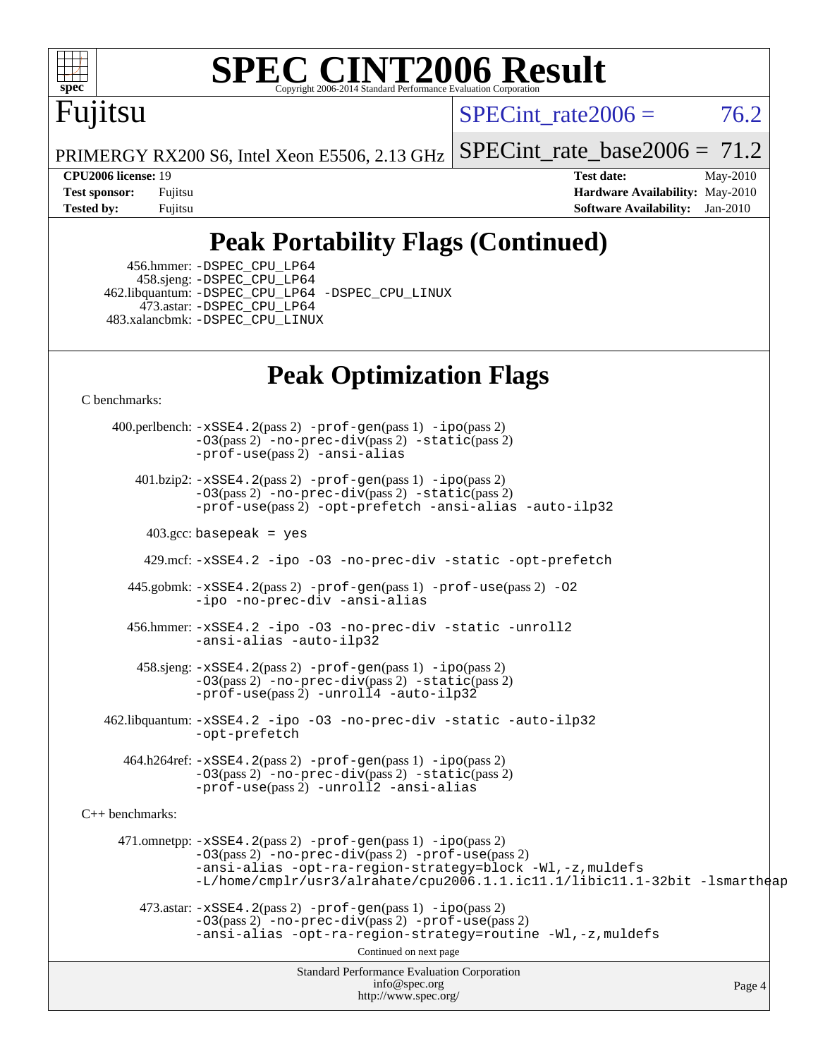# SPEC CINT2006 Result

Copyright 2006-2014 Standard Performance Evaluation Corporation

**Fujitsu**

PRIMERGY RX200 S6, Intel Xeon E5506, 2.13 GHz

SPECint_rate2006 = 76.2

SPECint_rate_base2006 = 71.2

| | | | |
|---|---|---|---|
| **CPU2006 license:** 19 | | **Test date:** | May-2010 |
| **Test sponsor:** | Fujitsu | **Hardware Availability:** | May-2010 |
| **Tested by:** | Fujitsu | **Software Availability:** | Jan-2010 |

## Peak Portability Flags (Continued)

456.hmmer: -DSPEC_CPU_LP64
458.sjeng: -DSPEC_CPU_LP64
462.libquantum: -DSPEC_CPU_LP64 -DSPEC_CPU_LINUX
473.astar: -DSPEC_CPU_LP64
483.xalancbmk: -DSPEC_CPU_LINUX

## Peak Optimization Flags

C benchmarks:

400.perlbench: -xSSE4.2(pass 2) -prof-gen(pass 1) -ipo(pass 2) -O3(pass 2) -no-prec-div(pass 2) -static(pass 2) -prof-use(pass 2) -ansi-alias

401.bzip2: -xSSE4.2(pass 2) -prof-gen(pass 1) -ipo(pass 2) -O3(pass 2) -no-prec-div(pass 2) -static(pass 2) -prof-use(pass 2) -opt-prefetch -ansi-alias -auto-ilp32

403.gcc: basepeak = yes

429.mcf: -xSSE4.2 -ipo -O3 -no-prec-div -static -opt-prefetch

445.gobmk: -xSSE4.2(pass 2) -prof-gen(pass 1) -prof-use(pass 2) -O2 -ipo -no-prec-div -ansi-alias

456.hmmer: -xSSE4.2 -ipo -O3 -no-prec-div -static -unroll2 -ansi-alias -auto-ilp32

458.sjeng: -xSSE4.2(pass 2) -prof-gen(pass 1) -ipo(pass 2) -O3(pass 2) -no-prec-div(pass 2) -static(pass 2) -prof-use(pass 2) -unroll4 -auto-ilp32

462.libquantum: -xSSE4.2 -ipo -O3 -no-prec-div -static -auto-ilp32 -opt-prefetch

464.h264ref: -xSSE4.2(pass 2) -prof-gen(pass 1) -ipo(pass 2) -O3(pass 2) -no-prec-div(pass 2) -static(pass 2) -prof-use(pass 2) -unroll2 -ansi-alias

C++ benchmarks:

471.omnetpp: -xSSE4.2(pass 2) -prof-gen(pass 1) -ipo(pass 2) -O3(pass 2) -no-prec-div(pass 2) -prof-use(pass 2) -ansi-alias -opt-ra-region-strategy=block -Wl,-z,muldefs -L/home/cmplr/usr3/alrahate/cpu2006.1.1.ic11.1/libic11.1-32bit -lsmartheap

473.astar: -xSSE4.2(pass 2) -prof-gen(pass 1) -ipo(pass 2) -O3(pass 2) -no-prec-div(pass 2) -prof-use(pass 2) -ansi-alias -opt-ra-region-strategy=routine -Wl,-z,muldefs

Continued on next page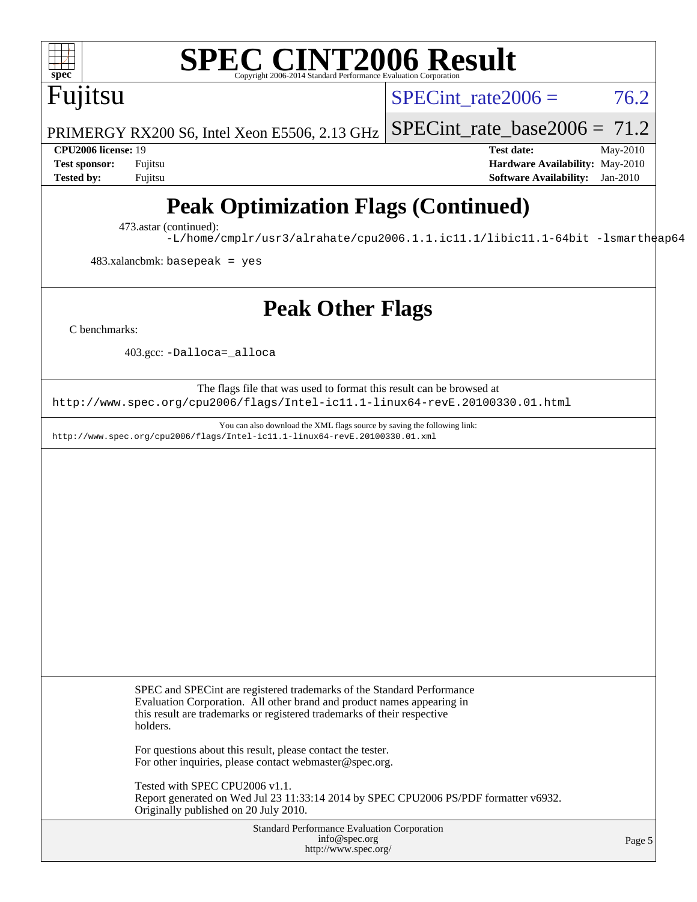## Peak Optimization Flags (Continued)

473.astar (continued):
-L/home/cmplr/usr3/alrahate/cpu2006.1.1.ic11.1/libic11.1-64bit -lsmartheap64

483.xalancbmk: basepeak = yes

## Peak Other Flags

C benchmarks:

403.gcc: -Dalloca=_alloca

The flags file that was used to format this result can be browsed at
http://www.spec.org/cpu2006/flags/Intel-ic11.1-linux64-revE.20100330.01.html

You can also download the XML flags source by saving the following link:
http://www.spec.org/cpu2006/flags/Intel-ic11.1-linux64-revE.20100330.01.xml

SPEC and SPECint are registered trademarks of the Standard Performance Evaluation Corporation. All other brand and product names appearing in this result are trademarks or registered trademarks of their respective holders.

For questions about this result, please contact the tester.
For other inquiries, please contact webmaster@spec.org.

Tested with SPEC CPU2006 v1.1.
Report generated on Wed Jul 23 11:33:14 2014 by SPEC CPU2006 PS/PDF formatter v6932.
Originally published on 20 July 2010.